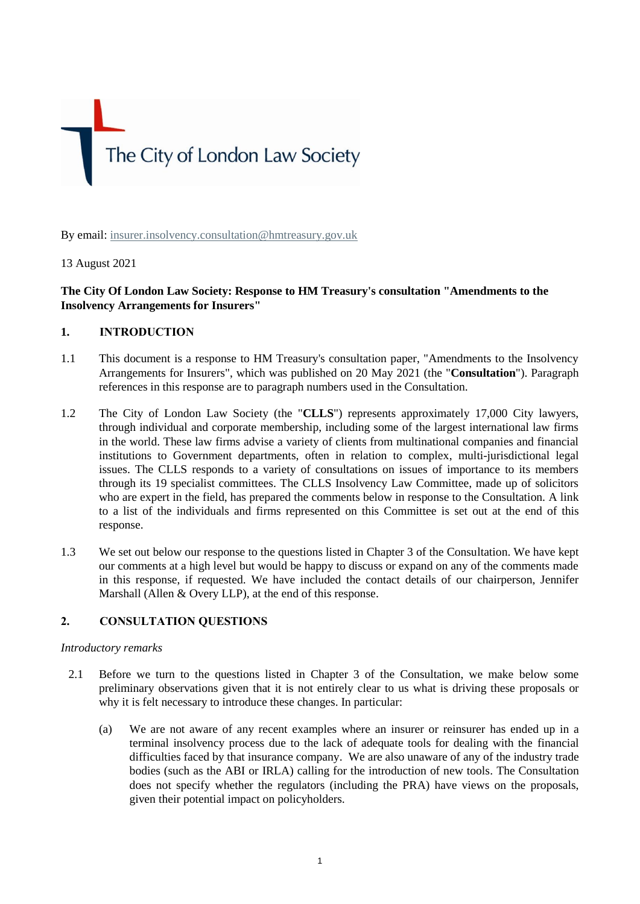The City of London Law Society

By email: insurer.insolvency.consultation@hmtreasury.gov.uk

13 August 2021

**The City Of London Law Society: Response to HM Treasury's consultation "Amendments to the Insolvency Arrangements for Insurers"**

## 1. INTRODUCTION

1.1 This document is a response to HM Treasury's consultation paper, "Amendments to the Insolvency Arrangements for Insurers", which was published on 20 May 2021 (the "**Consultation**"). Paragraph references in this response are to paragraph numbers used in the Consultation.

1.2 The City of London Law Society (the "**CLLS**") represents approximately 17,000 City lawyers, through individual and corporate membership, including some of the largest international law firms in the world. These law firms advise a variety of clients from multinational companies and financial institutions to Government departments, often in relation to complex, multi-jurisdictional legal issues. The CLLS responds to a variety of consultations on issues of importance to its members through its 19 specialist committees. The CLLS Insolvency Law Committee, made up of solicitors who are expert in the field, has prepared the comments below in response to the Consultation. A link to a list of the individuals and firms represented on this Committee is set out at the end of this response.

1.3 We set out below our response to the questions listed in Chapter 3 of the Consultation. We have kept our comments at a high level but would be happy to discuss or expand on any of the comments made in this response, if requested. We have included the contact details of our chairperson, Jennifer Marshall (Allen & Overy LLP), at the end of this response.

## 2. CONSULTATION QUESTIONS

*Introductory remarks*

2.1 Before we turn to the questions listed in Chapter 3 of the Consultation, we make below some preliminary observations given that it is not entirely clear to us what is driving these proposals or why it is felt necessary to introduce these changes. In particular:

(a) We are not aware of any recent examples where an insurer or reinsurer has ended up in a terminal insolvency process due to the lack of adequate tools for dealing with the financial difficulties faced by that insurance company. We are also unaware of any of the industry trade bodies (such as the ABI or IRLA) calling for the introduction of new tools. The Consultation does not specify whether the regulators (including the PRA) have views on the proposals, given their potential impact on policyholders.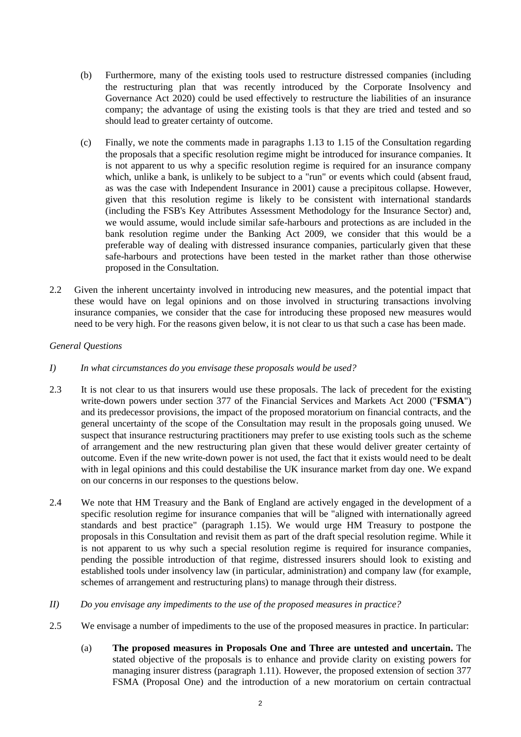(b) Furthermore, many of the existing tools used to restructure distressed companies (including the restructuring plan that was recently introduced by the Corporate Insolvency and Governance Act 2020) could be used effectively to restructure the liabilities of an insurance company; the advantage of using the existing tools is that they are tried and tested and so should lead to greater certainty of outcome.

(c) Finally, we note the comments made in paragraphs 1.13 to 1.15 of the Consultation regarding the proposals that a specific resolution regime might be introduced for insurance companies. It is not apparent to us why a specific resolution regime is required for an insurance company which, unlike a bank, is unlikely to be subject to a "run" or events which could (absent fraud, as was the case with Independent Insurance in 2001) cause a precipitous collapse. However, given that this resolution regime is likely to be consistent with international standards (including the FSB's Key Attributes Assessment Methodology for the Insurance Sector) and, we would assume, would include similar safe-harbours and protections as are included in the bank resolution regime under the Banking Act 2009, we consider that this would be a preferable way of dealing with distressed insurance companies, particularly given that these safe-harbours and protections have been tested in the market rather than those otherwise proposed in the Consultation.

2.2 Given the inherent uncertainty involved in introducing new measures, and the potential impact that these would have on legal opinions and on those involved in structuring transactions involving insurance companies, we consider that the case for introducing these proposed new measures would need to be very high. For the reasons given below, it is not clear to us that such a case has been made.

*General Questions*

*I) In what circumstances do you envisage these proposals would be used?*

2.3 It is not clear to us that insurers would use these proposals. The lack of precedent for the existing write-down powers under section 377 of the Financial Services and Markets Act 2000 ("**FSMA**") and its predecessor provisions, the impact of the proposed moratorium on financial contracts, and the general uncertainty of the scope of the Consultation may result in the proposals going unused. We suspect that insurance restructuring practitioners may prefer to use existing tools such as the scheme of arrangement and the new restructuring plan given that these would deliver greater certainty of outcome. Even if the new write-down power is not used, the fact that it exists would need to be dealt with in legal opinions and this could destabilise the UK insurance market from day one. We expand on our concerns in our responses to the questions below.

2.4 We note that HM Treasury and the Bank of England are actively engaged in the development of a specific resolution regime for insurance companies that will be "aligned with internationally agreed standards and best practice" (paragraph 1.15). We would urge HM Treasury to postpone the proposals in this Consultation and revisit them as part of the draft special resolution regime. While it is not apparent to us why such a special resolution regime is required for insurance companies, pending the possible introduction of that regime, distressed insurers should look to existing and established tools under insolvency law (in particular, administration) and company law (for example, schemes of arrangement and restructuring plans) to manage through their distress.

*II) Do you envisage any impediments to the use of the proposed measures in practice?*

2.5 We envisage a number of impediments to the use of the proposed measures in practice. In particular:

(a) **The proposed measures in Proposals One and Three are untested and uncertain.** The stated objective of the proposals is to enhance and provide clarity on existing powers for managing insurer distress (paragraph 1.11). However, the proposed extension of section 377 FSMA (Proposal One) and the introduction of a new moratorium on certain contractual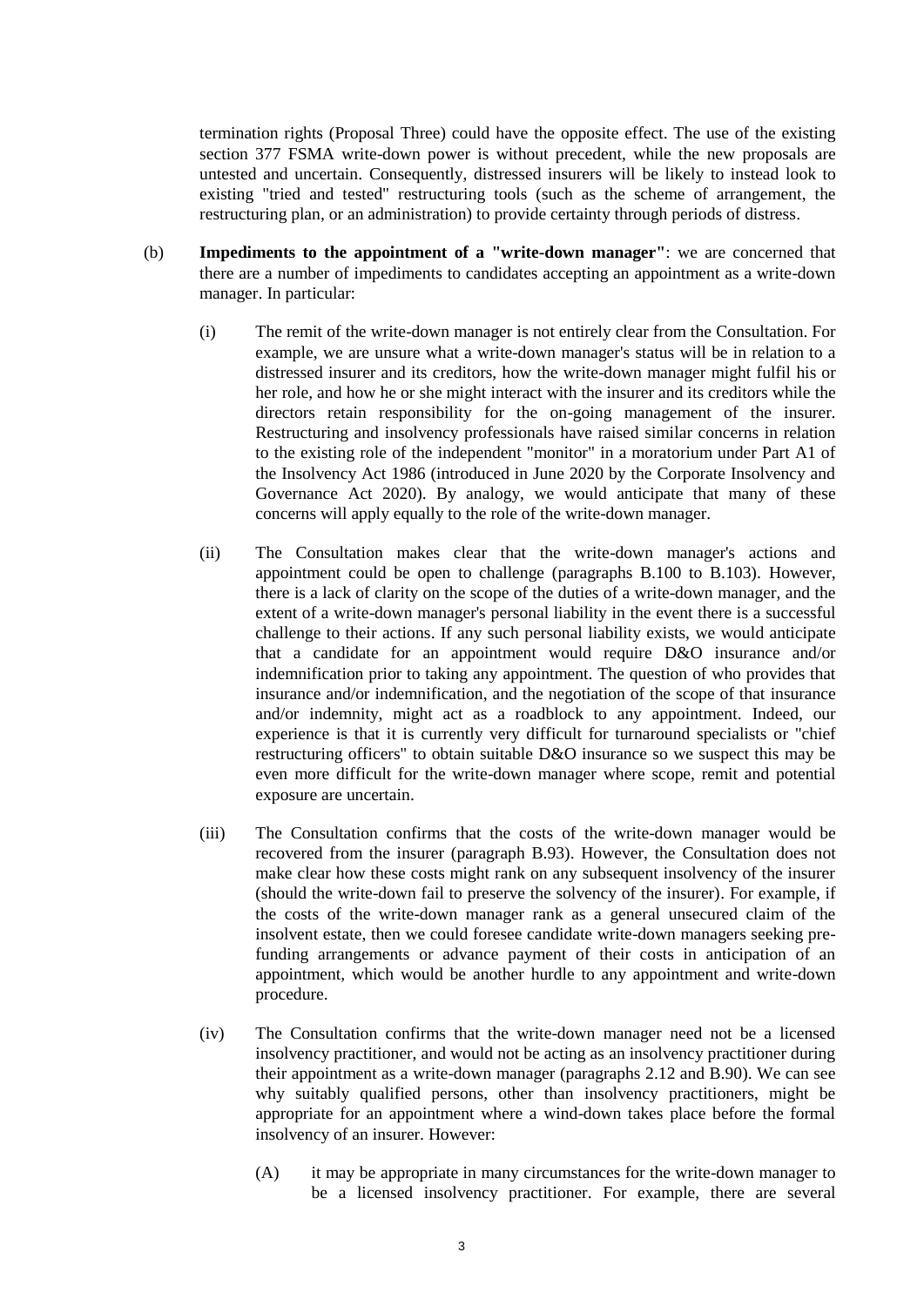termination rights (Proposal Three) could have the opposite effect. The use of the existing section 377 FSMA write-down power is without precedent, while the new proposals are untested and uncertain. Consequently, distressed insurers will be likely to instead look to existing "tried and tested" restructuring tools (such as the scheme of arrangement, the restructuring plan, or an administration) to provide certainty through periods of distress.

(b) **Impediments to the appointment of a "write-down manager"**: we are concerned that there are a number of impediments to candidates accepting an appointment as a write-down manager. In particular:

(i) The remit of the write-down manager is not entirely clear from the Consultation. For example, we are unsure what a write-down manager's status will be in relation to a distressed insurer and its creditors, how the write-down manager might fulfil his or her role, and how he or she might interact with the insurer and its creditors while the directors retain responsibility for the on-going management of the insurer. Restructuring and insolvency professionals have raised similar concerns in relation to the existing role of the independent "monitor" in a moratorium under Part A1 of the Insolvency Act 1986 (introduced in June 2020 by the Corporate Insolvency and Governance Act 2020). By analogy, we would anticipate that many of these concerns will apply equally to the role of the write-down manager.

(ii) The Consultation makes clear that the write-down manager's actions and appointment could be open to challenge (paragraphs B.100 to B.103). However, there is a lack of clarity on the scope of the duties of a write-down manager, and the extent of a write-down manager's personal liability in the event there is a successful challenge to their actions. If any such personal liability exists, we would anticipate that a candidate for an appointment would require D&O insurance and/or indemnification prior to taking any appointment. The question of who provides that insurance and/or indemnification, and the negotiation of the scope of that insurance and/or indemnity, might act as a roadblock to any appointment. Indeed, our experience is that it is currently very difficult for turnaround specialists or "chief restructuring officers" to obtain suitable D&O insurance so we suspect this may be even more difficult for the write-down manager where scope, remit and potential exposure are uncertain.

(iii) The Consultation confirms that the costs of the write-down manager would be recovered from the insurer (paragraph B.93). However, the Consultation does not make clear how these costs might rank on any subsequent insolvency of the insurer (should the write-down fail to preserve the solvency of the insurer). For example, if the costs of the write-down manager rank as a general unsecured claim of the insolvent estate, then we could foresee candidate write-down managers seeking pre-funding arrangements or advance payment of their costs in anticipation of an appointment, which would be another hurdle to any appointment and write-down procedure.

(iv) The Consultation confirms that the write-down manager need not be a licensed insolvency practitioner, and would not be acting as an insolvency practitioner during their appointment as a write-down manager (paragraphs 2.12 and B.90). We can see why suitably qualified persons, other than insolvency practitioners, might be appropriate for an appointment where a wind-down takes place before the formal insolvency of an insurer. However:

(A) it may be appropriate in many circumstances for the write-down manager to be a licensed insolvency practitioner. For example, there are several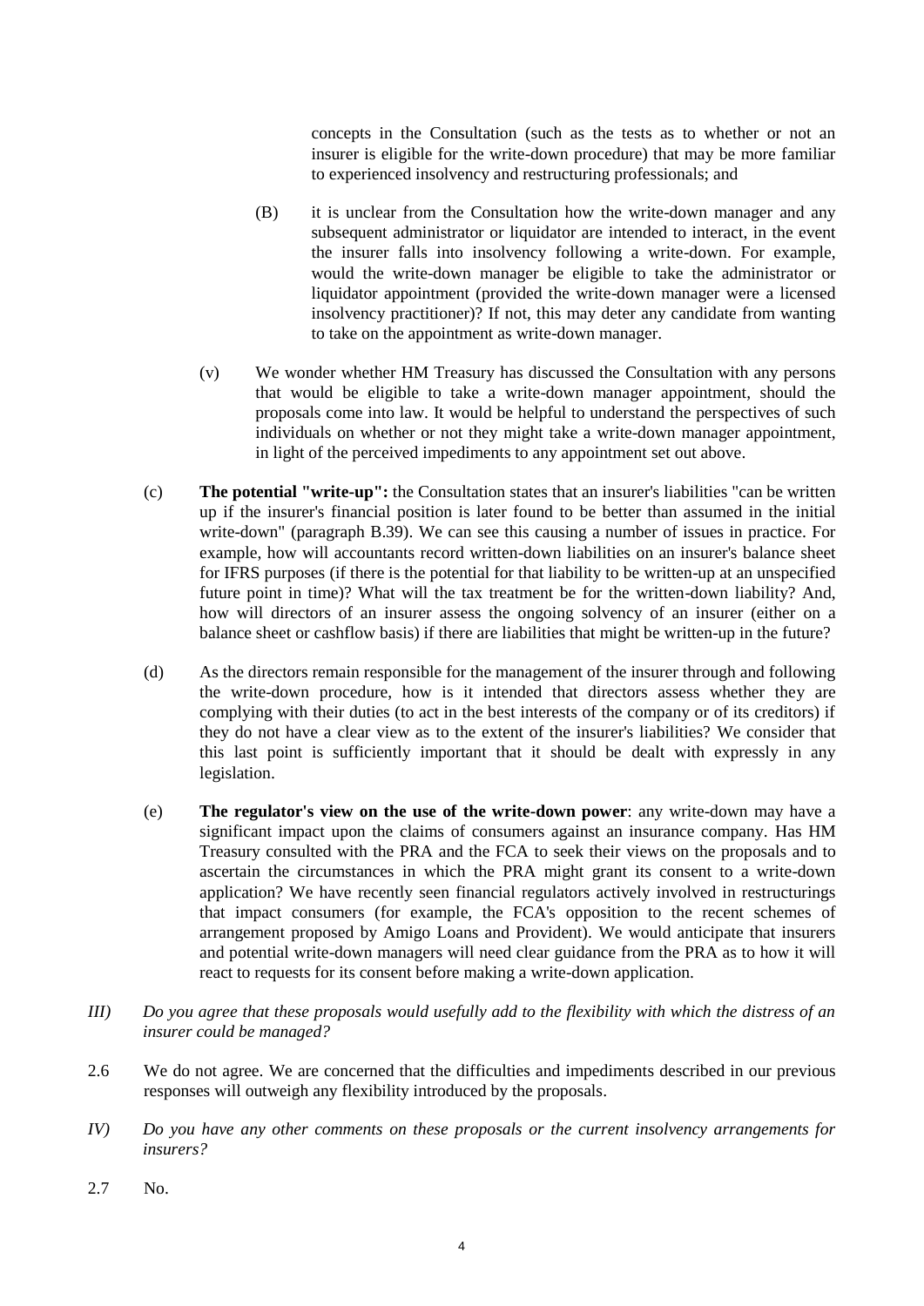concepts in the Consultation (such as the tests as to whether or not an insurer is eligible for the write-down procedure) that may be more familiar to experienced insolvency and restructuring professionals; and

(B) it is unclear from the Consultation how the write-down manager and any subsequent administrator or liquidator are intended to interact, in the event the insurer falls into insolvency following a write-down. For example, would the write-down manager be eligible to take the administrator or liquidator appointment (provided the write-down manager were a licensed insolvency practitioner)? If not, this may deter any candidate from wanting to take on the appointment as write-down manager.

(v) We wonder whether HM Treasury has discussed the Consultation with any persons that would be eligible to take a write-down manager appointment, should the proposals come into law. It would be helpful to understand the perspectives of such individuals on whether or not they might take a write-down manager appointment, in light of the perceived impediments to any appointment set out above.

(c) **The potential "write-up":** the Consultation states that an insurer's liabilities "can be written up if the insurer's financial position is later found to be better than assumed in the initial write-down" (paragraph B.39). We can see this causing a number of issues in practice. For example, how will accountants record written-down liabilities on an insurer's balance sheet for IFRS purposes (if there is the potential for that liability to be written-up at an unspecified future point in time)? What will the tax treatment be for the written-down liability? And, how will directors of an insurer assess the ongoing solvency of an insurer (either on a balance sheet or cashflow basis) if there are liabilities that might be written-up in the future?

(d) As the directors remain responsible for the management of the insurer through and following the write-down procedure, how is it intended that directors assess whether they are complying with their duties (to act in the best interests of the company or of its creditors) if they do not have a clear view as to the extent of the insurer's liabilities? We consider that this last point is sufficiently important that it should be dealt with expressly in any legislation.

(e) **The regulator's view on the use of the write-down power**: any write-down may have a significant impact upon the claims of consumers against an insurance company. Has HM Treasury consulted with the PRA and the FCA to seek their views on the proposals and to ascertain the circumstances in which the PRA might grant its consent to a write-down application? We have recently seen financial regulators actively involved in restructurings that impact consumers (for example, the FCA's opposition to the recent schemes of arrangement proposed by Amigo Loans and Provident). We would anticipate that insurers and potential write-down managers will need clear guidance from the PRA as to how it will react to requests for its consent before making a write-down application.

*III) Do you agree that these proposals would usefully add to the flexibility with which the distress of an insurer could be managed?*

2.6 We do not agree. We are concerned that the difficulties and impediments described in our previous responses will outweigh any flexibility introduced by the proposals.

*IV) Do you have any other comments on these proposals or the current insolvency arrangements for insurers?*

2.7 No.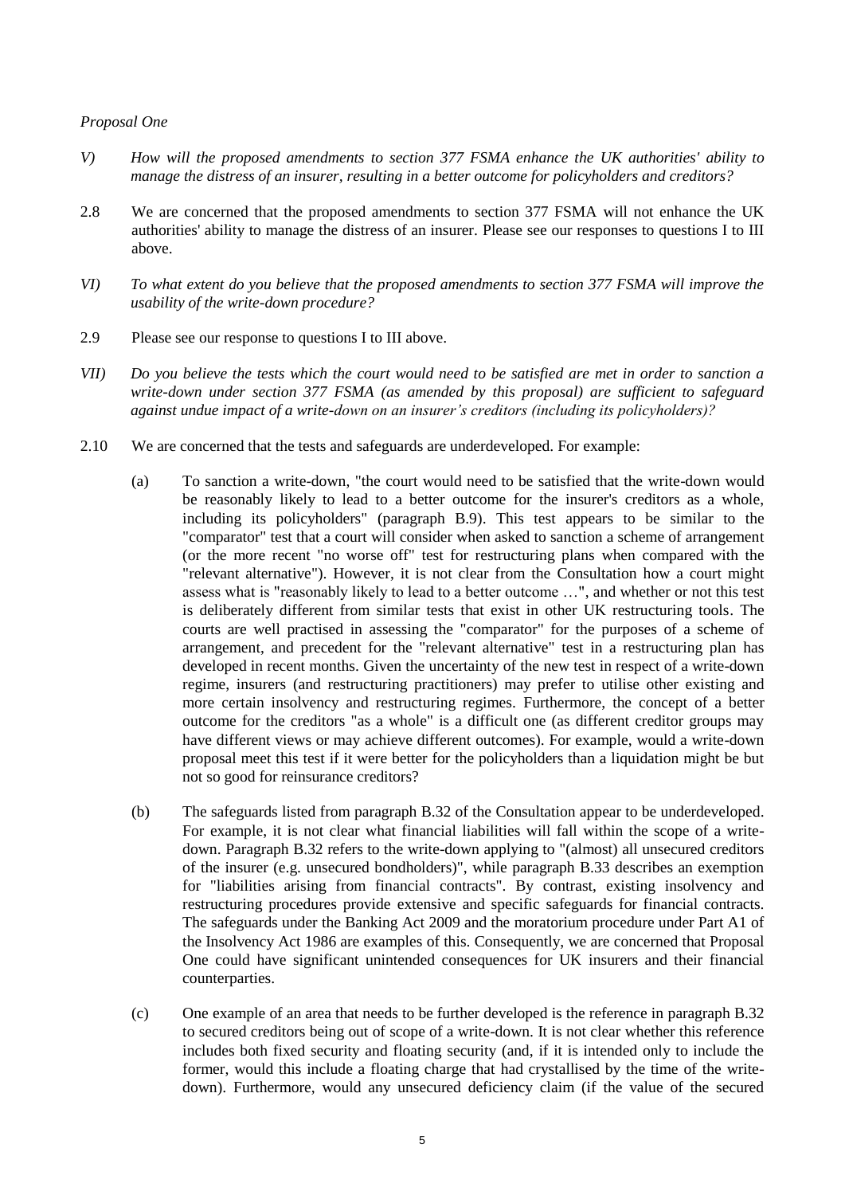*Proposal One*

*V) How will the proposed amendments to section 377 FSMA enhance the UK authorities' ability to manage the distress of an insurer, resulting in a better outcome for policyholders and creditors?*

2.8 We are concerned that the proposed amendments to section 377 FSMA will not enhance the UK authorities' ability to manage the distress of an insurer. Please see our responses to questions I to III above.

*VI) To what extent do you believe that the proposed amendments to section 377 FSMA will improve the usability of the write-down procedure?*

2.9 Please see our response to questions I to III above.

*VII) Do you believe the tests which the court would need to be satisfied are met in order to sanction a write-down under section 377 FSMA (as amended by this proposal) are sufficient to safeguard against undue impact of a write-down on an insurer's creditors (including its policyholders)?*

2.10 We are concerned that the tests and safeguards are underdeveloped. For example:

(a) To sanction a write-down, "the court would need to be satisfied that the write-down would be reasonably likely to lead to a better outcome for the insurer's creditors as a whole, including its policyholders" (paragraph B.9). This test appears to be similar to the "comparator" test that a court will consider when asked to sanction a scheme of arrangement (or the more recent "no worse off" test for restructuring plans when compared with the "relevant alternative"). However, it is not clear from the Consultation how a court might assess what is "reasonably likely to lead to a better outcome …", and whether or not this test is deliberately different from similar tests that exist in other UK restructuring tools. The courts are well practised in assessing the "comparator" for the purposes of a scheme of arrangement, and precedent for the "relevant alternative" test in a restructuring plan has developed in recent months. Given the uncertainty of the new test in respect of a write-down regime, insurers (and restructuring practitioners) may prefer to utilise other existing and more certain insolvency and restructuring regimes. Furthermore, the concept of a better outcome for the creditors "as a whole" is a difficult one (as different creditor groups may have different views or may achieve different outcomes). For example, would a write-down proposal meet this test if it were better for the policyholders than a liquidation might be but not so good for reinsurance creditors?

(b) The safeguards listed from paragraph B.32 of the Consultation appear to be underdeveloped. For example, it is not clear what financial liabilities will fall within the scope of a write-down. Paragraph B.32 refers to the write-down applying to "(almost) all unsecured creditors of the insurer (e.g. unsecured bondholders)", while paragraph B.33 describes an exemption for "liabilities arising from financial contracts". By contrast, existing insolvency and restructuring procedures provide extensive and specific safeguards for financial contracts. The safeguards under the Banking Act 2009 and the moratorium procedure under Part A1 of the Insolvency Act 1986 are examples of this. Consequently, we are concerned that Proposal One could have significant unintended consequences for UK insurers and their financial counterparties.

(c) One example of an area that needs to be further developed is the reference in paragraph B.32 to secured creditors being out of scope of a write-down. It is not clear whether this reference includes both fixed security and floating security (and, if it is intended only to include the former, would this include a floating charge that had crystallised by the time of the write-down). Furthermore, would any unsecured deficiency claim (if the value of the secured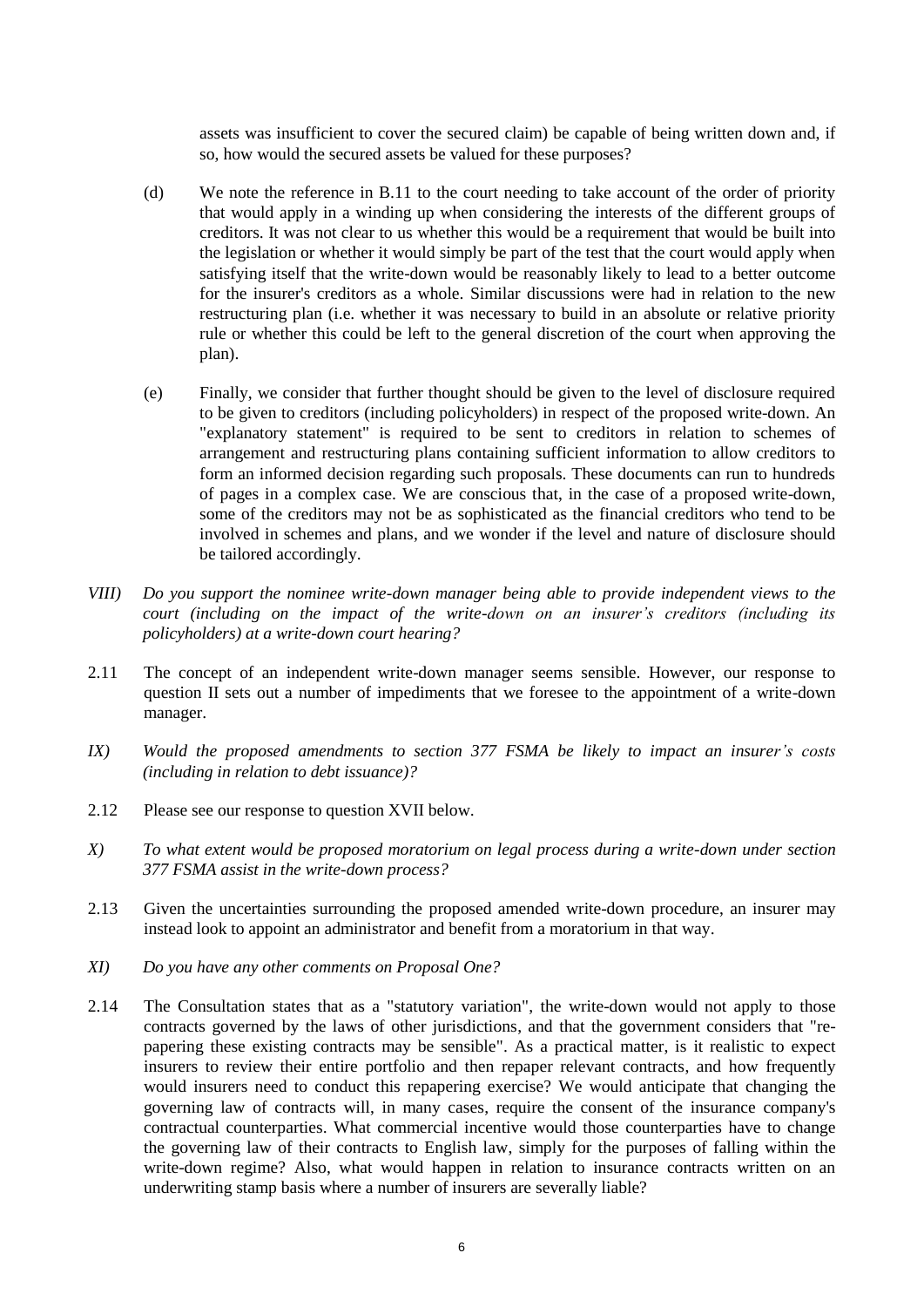assets was insufficient to cover the secured claim) be capable of being written down and, if so, how would the secured assets be valued for these purposes?

(d) We note the reference in B.11 to the court needing to take account of the order of priority that would apply in a winding up when considering the interests of the different groups of creditors. It was not clear to us whether this would be a requirement that would be built into the legislation or whether it would simply be part of the test that the court would apply when satisfying itself that the write-down would be reasonably likely to lead to a better outcome for the insurer's creditors as a whole. Similar discussions were had in relation to the new restructuring plan (i.e. whether it was necessary to build in an absolute or relative priority rule or whether this could be left to the general discretion of the court when approving the plan).

(e) Finally, we consider that further thought should be given to the level of disclosure required to be given to creditors (including policyholders) in respect of the proposed write-down. An "explanatory statement" is required to be sent to creditors in relation to schemes of arrangement and restructuring plans containing sufficient information to allow creditors to form an informed decision regarding such proposals. These documents can run to hundreds of pages in a complex case. We are conscious that, in the case of a proposed write-down, some of the creditors may not be as sophisticated as the financial creditors who tend to be involved in schemes and plans, and we wonder if the level and nature of disclosure should be tailored accordingly.

*VIII) Do you support the nominee write-down manager being able to provide independent views to the court (including on the impact of the write-down on an insurer's creditors (including its policyholders) at a write-down court hearing?*

2.11 The concept of an independent write-down manager seems sensible. However, our response to question II sets out a number of impediments that we foresee to the appointment of a write-down manager.

*IX) Would the proposed amendments to section 377 FSMA be likely to impact an insurer's costs (including in relation to debt issuance)?*

2.12 Please see our response to question XVII below.

*X) To what extent would be proposed moratorium on legal process during a write-down under section 377 FSMA assist in the write-down process?*

2.13 Given the uncertainties surrounding the proposed amended write-down procedure, an insurer may instead look to appoint an administrator and benefit from a moratorium in that way.

*XI) Do you have any other comments on Proposal One?*

2.14 The Consultation states that as a "statutory variation", the write-down would not apply to those contracts governed by the laws of other jurisdictions, and that the government considers that "re-papering these existing contracts may be sensible". As a practical matter, is it realistic to expect insurers to review their entire portfolio and then repaper relevant contracts, and how frequently would insurers need to conduct this repapering exercise? We would anticipate that changing the governing law of contracts will, in many cases, require the consent of the insurance company's contractual counterparties. What commercial incentive would those counterparties have to change the governing law of their contracts to English law, simply for the purposes of falling within the write-down regime? Also, what would happen in relation to insurance contracts written on an underwriting stamp basis where a number of insurers are severally liable?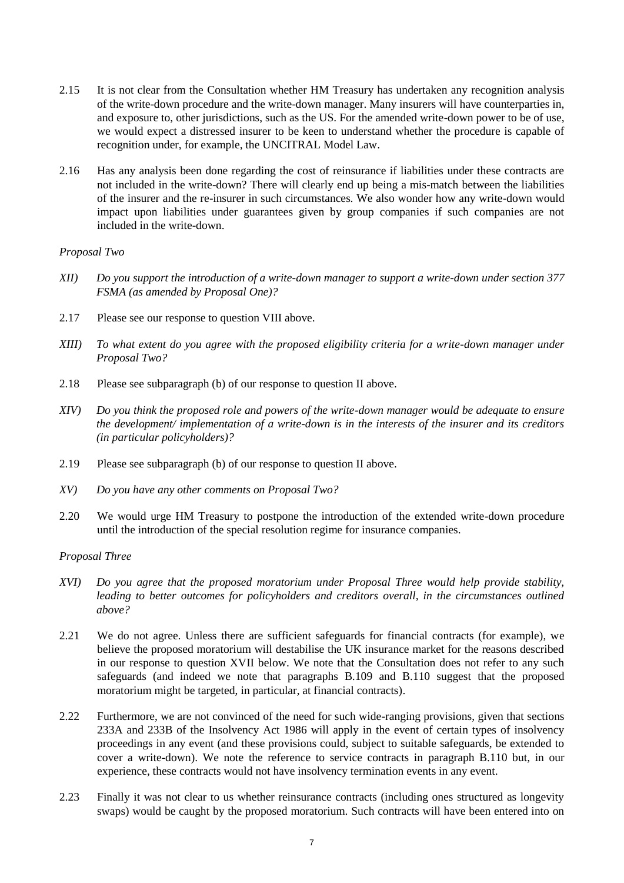2.15 It is not clear from the Consultation whether HM Treasury has undertaken any recognition analysis of the write-down procedure and the write-down manager. Many insurers will have counterparties in, and exposure to, other jurisdictions, such as the US. For the amended write-down power to be of use, we would expect a distressed insurer to be keen to understand whether the procedure is capable of recognition under, for example, the UNCITRAL Model Law.

2.16 Has any analysis been done regarding the cost of reinsurance if liabilities under these contracts are not included in the write-down? There will clearly end up being a mis-match between the liabilities of the insurer and the re-insurer in such circumstances. We also wonder how any write-down would impact upon liabilities under guarantees given by group companies if such companies are not included in the write-down.

*Proposal Two*

*XII) Do you support the introduction of a write-down manager to support a write-down under section 377 FSMA (as amended by Proposal One)?*

2.17 Please see our response to question VIII above.

*XIII) To what extent do you agree with the proposed eligibility criteria for a write-down manager under Proposal Two?*

2.18 Please see subparagraph (b) of our response to question II above.

*XIV) Do you think the proposed role and powers of the write-down manager would be adequate to ensure the development/ implementation of a write-down is in the interests of the insurer and its creditors (in particular policyholders)?*

2.19 Please see subparagraph (b) of our response to question II above.

*XV) Do you have any other comments on Proposal Two?*

2.20 We would urge HM Treasury to postpone the introduction of the extended write-down procedure until the introduction of the special resolution regime for insurance companies.

*Proposal Three*

*XVI) Do you agree that the proposed moratorium under Proposal Three would help provide stability, leading to better outcomes for policyholders and creditors overall, in the circumstances outlined above?*

2.21 We do not agree. Unless there are sufficient safeguards for financial contracts (for example), we believe the proposed moratorium will destabilise the UK insurance market for the reasons described in our response to question XVII below. We note that the Consultation does not refer to any such safeguards (and indeed we note that paragraphs B.109 and B.110 suggest that the proposed moratorium might be targeted, in particular, at financial contracts).

2.22 Furthermore, we are not convinced of the need for such wide-ranging provisions, given that sections 233A and 233B of the Insolvency Act 1986 will apply in the event of certain types of insolvency proceedings in any event (and these provisions could, subject to suitable safeguards, be extended to cover a write-down). We note the reference to service contracts in paragraph B.110 but, in our experience, these contracts would not have insolvency termination events in any event.

2.23 Finally it was not clear to us whether reinsurance contracts (including ones structured as longevity swaps) would be caught by the proposed moratorium. Such contracts will have been entered into on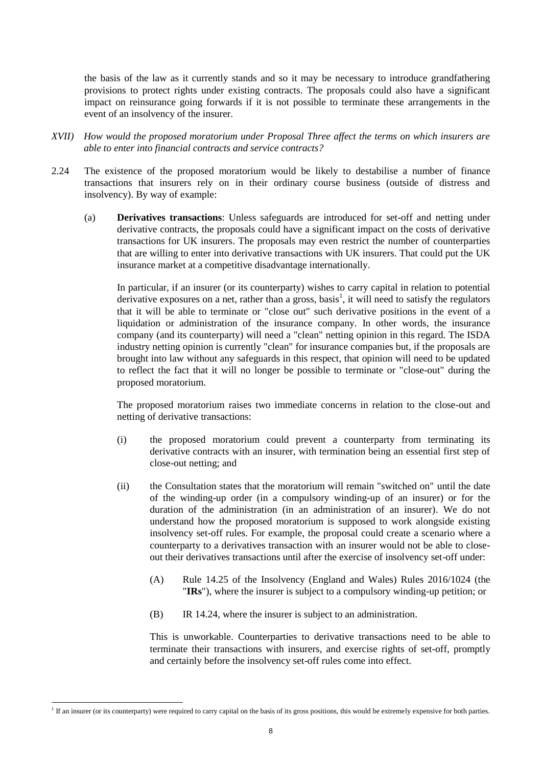the basis of the law as it currently stands and so it may be necessary to introduce grandfathering provisions to protect rights under existing contracts. The proposals could also have a significant impact on reinsurance going forwards if it is not possible to terminate these arrangements in the event of an insolvency of the insurer.

*XVII) How would the proposed moratorium under Proposal Three affect the terms on which insurers are able to enter into financial contracts and service contracts?*

2.24 The existence of the proposed moratorium would be likely to destabilise a number of finance transactions that insurers rely on in their ordinary course business (outside of distress and insolvency). By way of example:

(a) **Derivatives transactions**: Unless safeguards are introduced for set-off and netting under derivative contracts, the proposals could have a significant impact on the costs of derivative transactions for UK insurers. The proposals may even restrict the number of counterparties that are willing to enter into derivative transactions with UK insurers. That could put the UK insurance market at a competitive disadvantage internationally.

In particular, if an insurer (or its counterparty) wishes to carry capital in relation to potential derivative exposures on a net, rather than a gross, basis[1], it will need to satisfy the regulators that it will be able to terminate or "close out" such derivative positions in the event of a liquidation or administration of the insurance company. In other words, the insurance company (and its counterparty) will need a "clean" netting opinion in this regard. The ISDA industry netting opinion is currently "clean" for insurance companies but, if the proposals are brought into law without any safeguards in this respect, that opinion will need to be updated to reflect the fact that it will no longer be possible to terminate or "close-out" during the proposed moratorium.

The proposed moratorium raises two immediate concerns in relation to the close-out and netting of derivative transactions:

(i) the proposed moratorium could prevent a counterparty from terminating its derivative contracts with an insurer, with termination being an essential first step of close-out netting; and

(ii) the Consultation states that the moratorium will remain "switched on" until the date of the winding-up order (in a compulsory winding-up of an insurer) or for the duration of the administration (in an administration of an insurer). We do not understand how the proposed moratorium is supposed to work alongside existing insolvency set-off rules. For example, the proposal could create a scenario where a counterparty to a derivatives transaction with an insurer would not be able to close-out their derivatives transactions until after the exercise of insolvency set-off under:

(A) Rule 14.25 of the Insolvency (England and Wales) Rules 2016/1024 (the "**IRs**"), where the insurer is subject to a compulsory winding-up petition; or

(B) IR 14.24, where the insurer is subject to an administration.

This is unworkable. Counterparties to derivative transactions need to be able to terminate their transactions with insurers, and exercise rights of set-off, promptly and certainly before the insolvency set-off rules come into effect.

---

[1] If an insurer (or its counterparty) were required to carry capital on the basis of its gross positions, this would be extremely expensive for both parties.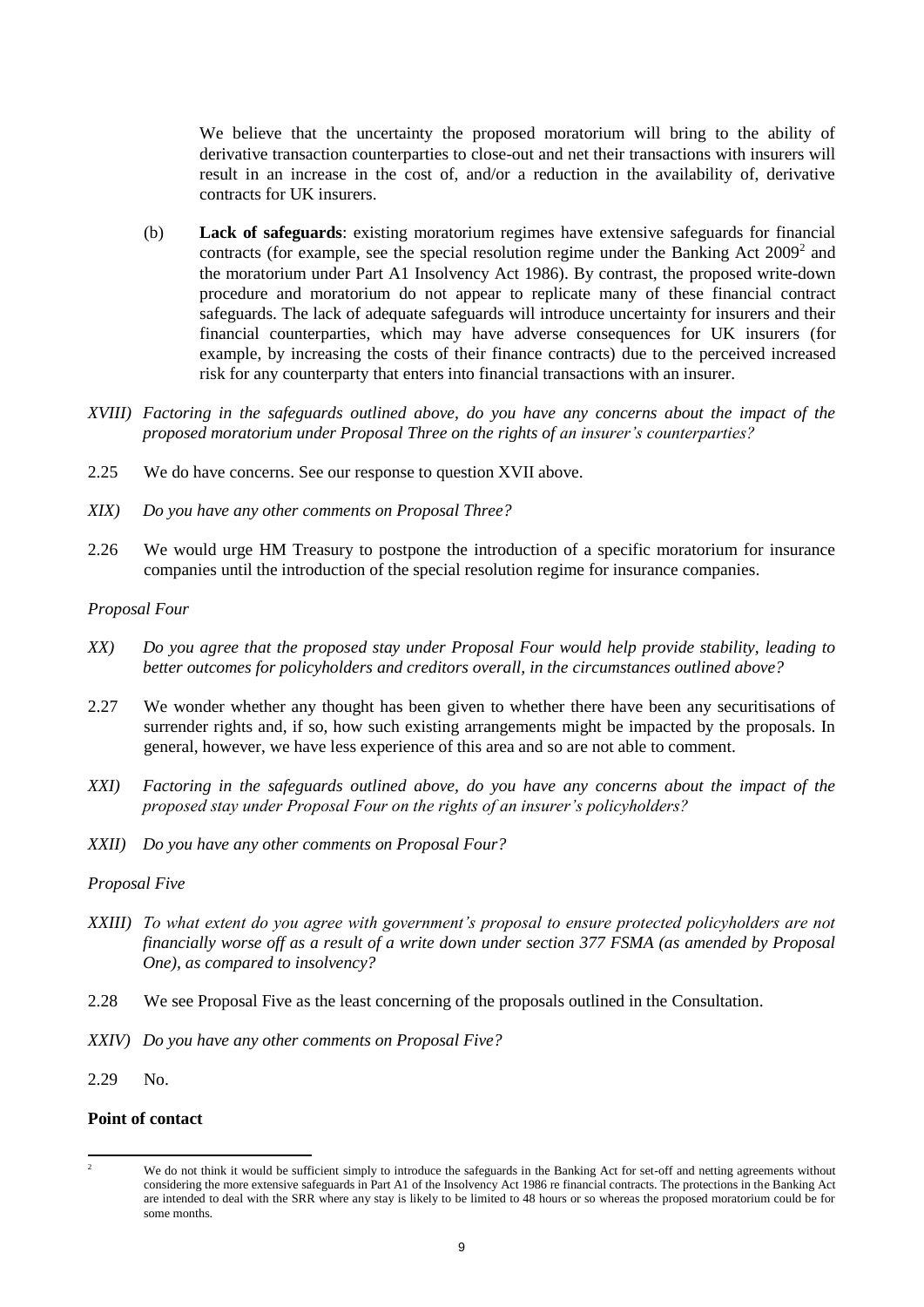We believe that the uncertainty the proposed moratorium will bring to the ability of derivative transaction counterparties to close-out and net their transactions with insurers will result in an increase in the cost of, and/or a reduction in the availability of, derivative contracts for UK insurers.

(b) **Lack of safeguards**: existing moratorium regimes have extensive safeguards for financial contracts (for example, see the special resolution regime under the Banking Act 2009[2] and the moratorium under Part A1 Insolvency Act 1986). By contrast, the proposed write-down procedure and moratorium do not appear to replicate many of these financial contract safeguards. The lack of adequate safeguards will introduce uncertainty for insurers and their financial counterparties, which may have adverse consequences for UK insurers (for example, by increasing the costs of their finance contracts) due to the perceived increased risk for any counterparty that enters into financial transactions with an insurer.

*XVIII) Factoring in the safeguards outlined above, do you have any concerns about the impact of the proposed moratorium under Proposal Three on the rights of an insurer's counterparties?*

2.25 We do have concerns. See our response to question XVII above.

*XIX) Do you have any other comments on Proposal Three?*

2.26 We would urge HM Treasury to postpone the introduction of a specific moratorium for insurance companies until the introduction of the special resolution regime for insurance companies.

*Proposal Four*

*XX) Do you agree that the proposed stay under Proposal Four would help provide stability, leading to better outcomes for policyholders and creditors overall, in the circumstances outlined above?*

2.27 We wonder whether any thought has been given to whether there have been any securitisations of surrender rights and, if so, how such existing arrangements might be impacted by the proposals. In general, however, we have less experience of this area and so are not able to comment.

*XXI) Factoring in the safeguards outlined above, do you have any concerns about the impact of the proposed stay under Proposal Four on the rights of an insurer's policyholders?*

*XXII) Do you have any other comments on Proposal Four?*

*Proposal Five*

*XXIII) To what extent do you agree with government's proposal to ensure protected policyholders are not financially worse off as a result of a write down under section 377 FSMA (as amended by Proposal One), as compared to insolvency?*

2.28 We see Proposal Five as the least concerning of the proposals outlined in the Consultation.

*XXIV) Do you have any other comments on Proposal Five?*

2.29 No.

**Point of contact**

[2] We do not think it would be sufficient simply to introduce the safeguards in the Banking Act for set-off and netting agreements without considering the more extensive safeguards in Part A1 of the Insolvency Act 1986 re financial contracts. The protections in the Banking Act are intended to deal with the SRR where any stay is likely to be limited to 48 hours or so whereas the proposed moratorium could be for some months.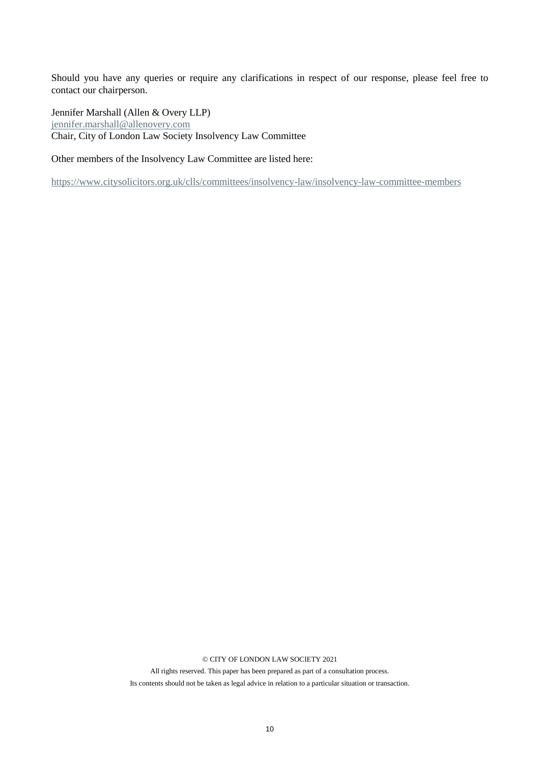Should you have any queries or require any clarifications in respect of our response, please feel free to contact our chairperson.

Jennifer Marshall (Allen & Overy LLP)
jennifer.marshall@allenovery.com
Chair, City of London Law Society Insolvency Law Committee

Other members of the Insolvency Law Committee are listed here:

https://www.citysolicitors.org.uk/clls/committees/insolvency-law/insolvency-law-committee-members

© CITY OF LONDON LAW SOCIETY 2021

All rights reserved. This paper has been prepared as part of a consultation process.

Its contents should not be taken as legal advice in relation to a particular situation or transaction.